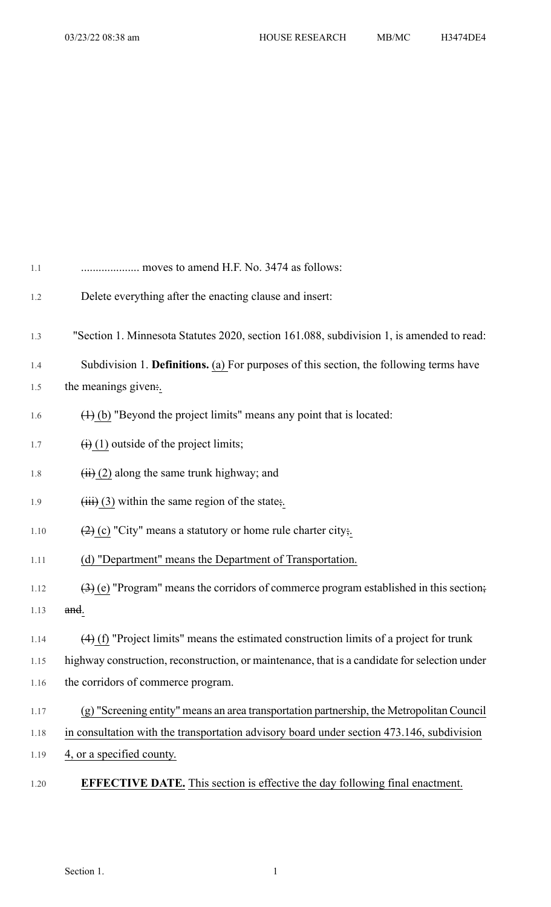.................... moves to amend H.F. No. 3474 as follows:

Delete everything after the enacting clause and insert:

"Section 1. Minnesota Statutes 2020, section 161.088, subdivision 1, is amended to read:

Subdivision 1. **Definitions.** (a) For purposes of this section, the following terms have the meanings given:.

~~(1)~~ (b) "Beyond the project limits" means any point that is located:

~~(i)~~ (1) outside of the project limits;

~~(ii)~~ (2) along the same trunk highway; and

~~(iii)~~ (3) within the same region of the state;.

~~(2)~~ (c) "City" means a statutory or home rule charter city;.

(d) "Department" means the Department of Transportation.

~~(3)~~ (e) "Program" means the corridors of commerce program established in this section; ~~and~~.

~~(4)~~ (f) "Project limits" means the estimated construction limits of a project for trunk highway construction, reconstruction, or maintenance, that is a candidate for selection under the corridors of commerce program.

(g) "Screening entity" means an area transportation partnership, the Metropolitan Council in consultation with the transportation advisory board under section 473.146, subdivision 4, or a specified county.

**EFFECTIVE DATE.** This section is effective the day following final enactment.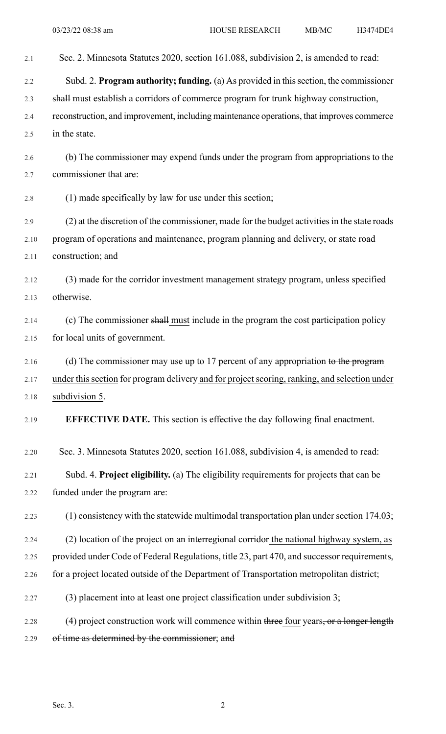Sec. 2. Minnesota Statutes 2020, section 161.088, subdivision 2, is amended to read:

Subd. 2. **Program authority; funding.** (a) As provided in this section, the commissioner ~~shall~~ must establish a corridors of commerce program for trunk highway construction, reconstruction, and improvement, including maintenance operations, that improves commerce in the state.

(b) The commissioner may expend funds under the program from appropriations to the commissioner that are:

(1) made specifically by law for use under this section;

(2) at the discretion of the commissioner, made for the budget activities in the state roads program of operations and maintenance, program planning and delivery, or state road construction; and

(3) made for the corridor investment management strategy program, unless specified otherwise.

(c) The commissioner ~~shall~~ must include in the program the cost participation policy for local units of government.

(d) The commissioner may use up to 17 percent of any appropriation ~~to the program~~ under this section for program delivery and for project scoring, ranking, and selection under subdivision 5.

**EFFECTIVE DATE.** This section is effective the day following final enactment.

Sec. 3. Minnesota Statutes 2020, section 161.088, subdivision 4, is amended to read:

Subd. 4. **Project eligibility.** (a) The eligibility requirements for projects that can be funded under the program are:

(1) consistency with the statewide multimodal transportation plan under section 174.03;

(2) location of the project on ~~an interregional corridor~~ the national highway system, as provided under Code of Federal Regulations, title 23, part 470, and successor requirements, for a project located outside of the Department of Transportation metropolitan district;

(3) placement into at least one project classification under subdivision 3;

(4) project construction work will commence within ~~three~~ four years~~, or a longer length of time as determined by the commissioner~~; ~~and~~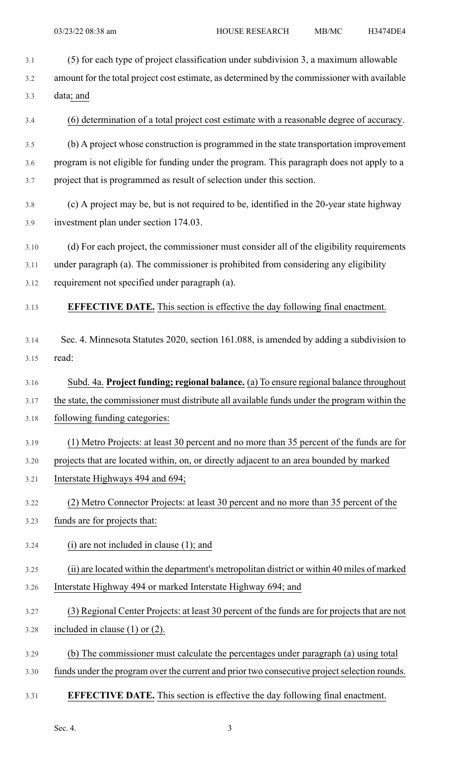(5) for each type of project classification under subdivision 3, a maximum allowable amount for the total project cost estimate, as determined by the commissioner with available data; and

(6) determination of a total project cost estimate with a reasonable degree of accuracy.

(b) A project whose construction is programmed in the state transportation improvement program is not eligible for funding under the program. This paragraph does not apply to a project that is programmed as result of selection under this section.

(c) A project may be, but is not required to be, identified in the 20-year state highway investment plan under section 174.03.

(d) For each project, the commissioner must consider all of the eligibility requirements under paragraph (a). The commissioner is prohibited from considering any eligibility requirement not specified under paragraph (a).

**EFFECTIVE DATE.** This section is effective the day following final enactment.

Sec. 4. Minnesota Statutes 2020, section 161.088, is amended by adding a subdivision to read:

Subd. 4a. **Project funding; regional balance.** (a) To ensure regional balance throughout the state, the commissioner must distribute all available funds under the program within the following funding categories:

(1) Metro Projects: at least 30 percent and no more than 35 percent of the funds are for projects that are located within, on, or directly adjacent to an area bounded by marked Interstate Highways 494 and 694;

(2) Metro Connector Projects: at least 30 percent and no more than 35 percent of the funds are for projects that:

(i) are not included in clause (1); and

(ii) are located within the department's metropolitan district or within 40 miles of marked Interstate Highway 494 or marked Interstate Highway 694; and

(3) Regional Center Projects: at least 30 percent of the funds are for projects that are not included in clause (1) or (2).

(b) The commissioner must calculate the percentages under paragraph (a) using total funds under the program over the current and prior two consecutive project selection rounds.

**EFFECTIVE DATE.** This section is effective the day following final enactment.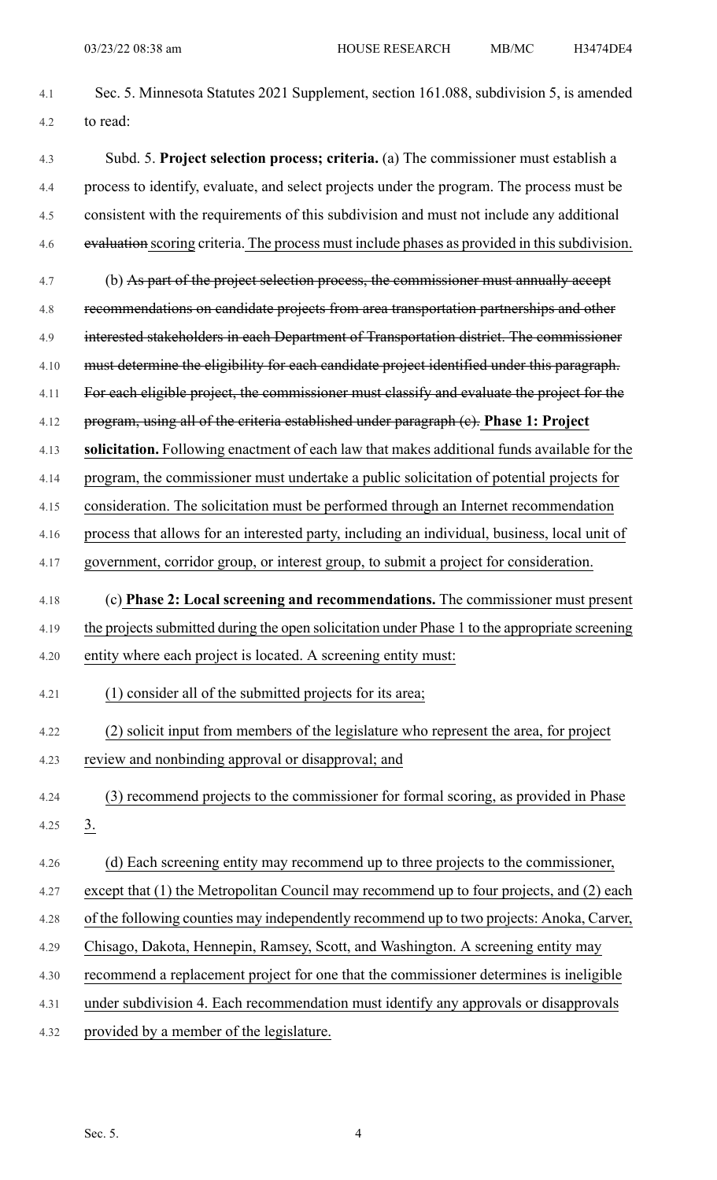Sec. 5. Minnesota Statutes 2021 Supplement, section 161.088, subdivision 5, is amended to read:

Subd. 5. **Project selection process; criteria.** (a) The commissioner must establish a process to identify, evaluate, and select projects under the program. The process must be consistent with the requirements of this subdivision and must not include any additional ~~evaluation~~ scoring criteria. The process must include phases as provided in this subdivision.

(b) ~~As part of the project selection process, the commissioner must annually accept recommendations on candidate projects from area transportation partnerships and other interested stakeholders in each Department of Transportation district. The commissioner must determine the eligibility for each candidate project identified under this paragraph. For each eligible project, the commissioner must classify and evaluate the project for the program, using all of the criteria established under paragraph (c).~~ **Phase 1: Project solicitation.** Following enactment of each law that makes additional funds available for the program, the commissioner must undertake a public solicitation of potential projects for consideration. The solicitation must be performed through an Internet recommendation process that allows for an interested party, including an individual, business, local unit of government, corridor group, or interest group, to submit a project for consideration.

(c) **Phase 2: Local screening and recommendations.** The commissioner must present the projects submitted during the open solicitation under Phase 1 to the appropriate screening entity where each project is located. A screening entity must:

(1) consider all of the submitted projects for its area;

(2) solicit input from members of the legislature who represent the area, for project review and nonbinding approval or disapproval; and

(3) recommend projects to the commissioner for formal scoring, as provided in Phase 3.

(d) Each screening entity may recommend up to three projects to the commissioner, except that (1) the Metropolitan Council may recommend up to four projects, and (2) each of the following counties may independently recommend up to two projects: Anoka, Carver, Chisago, Dakota, Hennepin, Ramsey, Scott, and Washington. A screening entity may recommend a replacement project for one that the commissioner determines is ineligible under subdivision 4. Each recommendation must identify any approvals or disapprovals provided by a member of the legislature.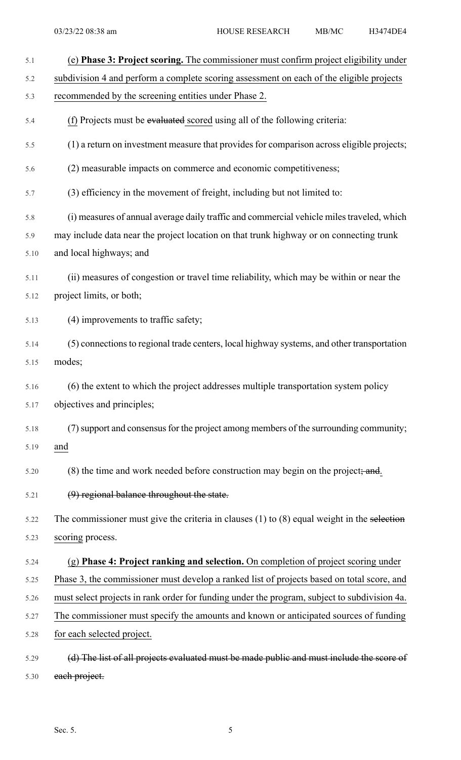(e) **Phase 3: Project scoring.** The commissioner must confirm project eligibility under subdivision 4 and perform a complete scoring assessment on each of the eligible projects recommended by the screening entities under Phase 2.

(f) Projects must be ~~evaluated~~ scored using all of the following criteria:

(1) a return on investment measure that provides for comparison across eligible projects;

(2) measurable impacts on commerce and economic competitiveness;

(3) efficiency in the movement of freight, including but not limited to:

(i) measures of annual average daily traffic and commercial vehicle miles traveled, which may include data near the project location on that trunk highway or on connecting trunk and local highways; and

(ii) measures of congestion or travel time reliability, which may be within or near the project limits, or both;

(4) improvements to traffic safety;

(5) connections to regional trade centers, local highway systems, and other transportation modes;

(6) the extent to which the project addresses multiple transportation system policy objectives and principles;

(7) support and consensus for the project among members of the surrounding community; and

(8) the time and work needed before construction may begin on the project~~; and~~.

~~(9) regional balance throughout the state.~~

The commissioner must give the criteria in clauses (1) to (8) equal weight in the ~~selection~~ scoring process.

(g) **Phase 4: Project ranking and selection.** On completion of project scoring under Phase 3, the commissioner must develop a ranked list of projects based on total score, and must select projects in rank order for funding under the program, subject to subdivision 4a. The commissioner must specify the amounts and known or anticipated sources of funding for each selected project.

~~(d) The list of all projects evaluated must be made public and must include the score of each project.~~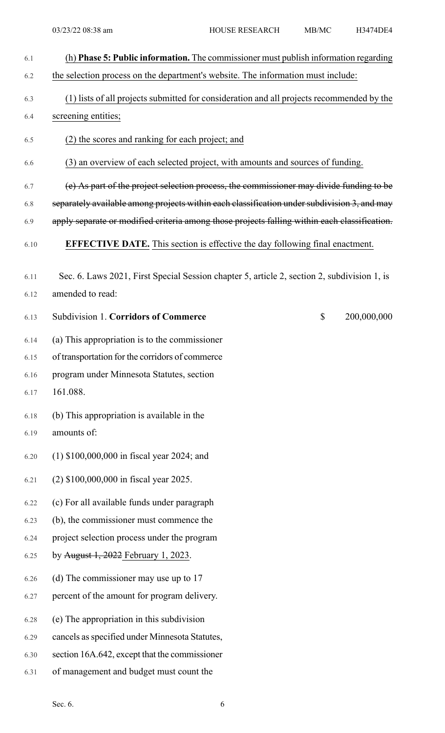(h) **Phase 5: Public information.** The commissioner must publish information regarding the selection process on the department's website. The information must include:

(1) lists of all projects submitted for consideration and all projects recommended by the screening entities;

(2) the scores and ranking for each project; and

(3) an overview of each selected project, with amounts and sources of funding.

~~(e) As part of the project selection process, the commissioner may divide funding to be separately available among projects within each classification under subdivision 3, and may apply separate or modified criteria among those projects falling within each classification.~~

**EFFECTIVE DATE.** This section is effective the day following final enactment.

Sec. 6. Laws 2021, First Special Session chapter 5, article 2, section 2, subdivision 1, is amended to read:

| Subdivision 1. **Corridors of Commerce** | $ | 200,000,000 |
|---|---|---|

(a) This appropriation is to the commissioner of transportation for the corridors of commerce program under Minnesota Statutes, section 161.088.

(b) This appropriation is available in the amounts of:

(1) $100,000,000 in fiscal year 2024; and

(2) $100,000,000 in fiscal year 2025.

(c) For all available funds under paragraph (b), the commissioner must commence the project selection process under the program by ~~August 1, 2022~~ February 1, 2023.

(d) The commissioner may use up to 17 percent of the amount for program delivery.

(e) The appropriation in this subdivision cancels as specified under Minnesota Statutes, section 16A.642, except that the commissioner of management and budget must count the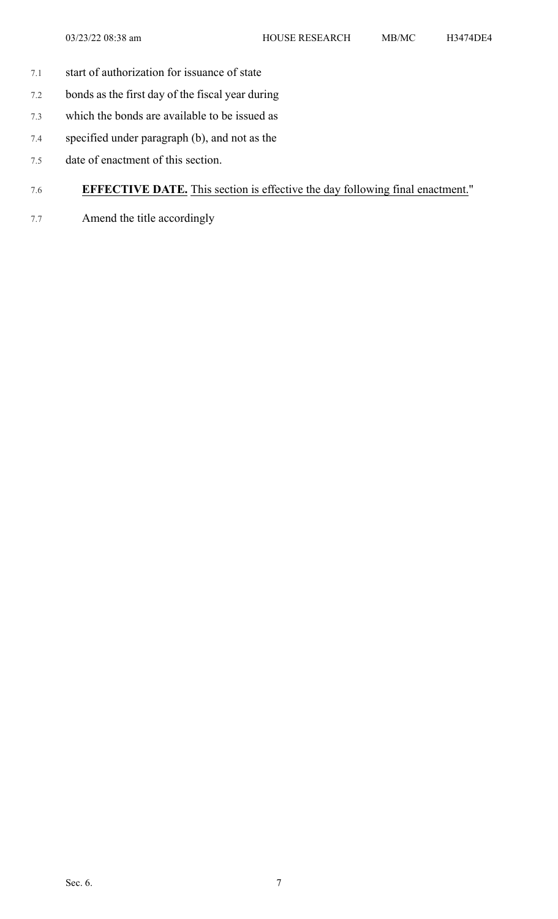start of authorization for issuance of state bonds as the first day of the fiscal year during which the bonds are available to be issued as specified under paragraph (b), and not as the date of enactment of this section.

**EFFECTIVE DATE.** This section is effective the day following final enactment."

Amend the title accordingly